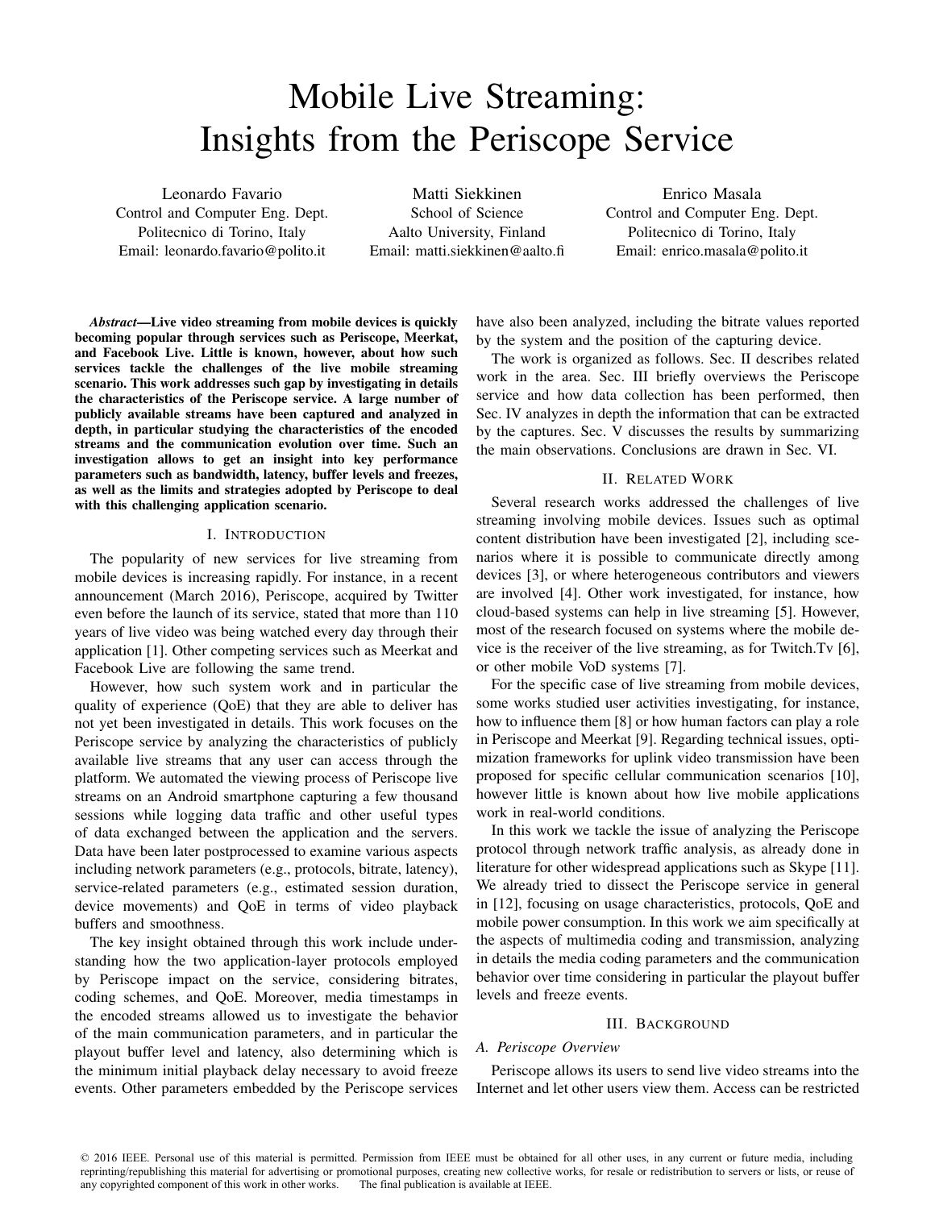# Mobile Live Streaming: Insights from the Periscope Service

Leonardo Favario
Control and Computer Eng. Dept.
Politecnico di Torino, Italy
Email: leonardo.favario@polito.it

Matti Siekkinen
School of Science
Aalto University, Finland
Email: matti.siekkinen@aalto.fi

Enrico Masala
Control and Computer Eng. Dept.
Politecnico di Torino, Italy
Email: enrico.masala@polito.it

***Abstract*—Live video streaming from mobile devices is quickly becoming popular through services such as Periscope, Meerkat, and Facebook Live. Little is known, however, about how such services tackle the challenges of the live mobile streaming scenario. This work addresses such gap by investigating in details the characteristics of the Periscope service. A large number of publicly available streams have been captured and analyzed in depth, in particular studying the characteristics of the encoded streams and the communication evolution over time. Such an investigation allows to get an insight into key performance parameters such as bandwidth, latency, buffer levels and freezes, as well as the limits and strategies adopted by Periscope to deal with this challenging application scenario.**

## I. Introduction

The popularity of new services for live streaming from mobile devices is increasing rapidly. For instance, in a recent announcement (March 2016), Periscope, acquired by Twitter even before the launch of its service, stated that more than 110 years of live video was being watched every day through their application [1]. Other competing services such as Meerkat and Facebook Live are following the same trend.

However, how such system work and in particular the quality of experience (QoE) that they are able to deliver has not yet been investigated in details. This work focuses on the Periscope service by analyzing the characteristics of publicly available live streams that any user can access through the platform. We automated the viewing process of Periscope live streams on an Android smartphone capturing a few thousand sessions while logging data traffic and other useful types of data exchanged between the application and the servers. Data have been later postprocessed to examine various aspects including network parameters (e.g., protocols, bitrate, latency), service-related parameters (e.g., estimated session duration, device movements) and QoE in terms of video playback buffers and smoothness.

The key insight obtained through this work include understanding how the two application-layer protocols employed by Periscope impact on the service, considering bitrates, coding schemes, and QoE. Moreover, media timestamps in the encoded streams allowed us to investigate the behavior of the main communication parameters, and in particular the playout buffer level and latency, also determining which is the minimum initial playback delay necessary to avoid freeze events. Other parameters embedded by the Periscope services have also been analyzed, including the bitrate values reported by the system and the position of the capturing device.

The work is organized as follows. Sec. II describes related work in the area. Sec. III briefly overviews the Periscope service and how data collection has been performed, then Sec. IV analyzes in depth the information that can be extracted by the captures. Sec. V discusses the results by summarizing the main observations. Conclusions are drawn in Sec. VI.

## II. Related Work

Several research works addressed the challenges of live streaming involving mobile devices. Issues such as optimal content distribution have been investigated [2], including scenarios where it is possible to communicate directly among devices [3], or where heterogeneous contributors and viewers are involved [4]. Other work investigated, for instance, how cloud-based systems can help in live streaming [5]. However, most of the research focused on systems where the mobile device is the receiver of the live streaming, as for Twitch.Tv [6], or other mobile VoD systems [7].

For the specific case of live streaming from mobile devices, some works studied user activities investigating, for instance, how to influence them [8] or how human factors can play a role in Periscope and Meerkat [9]. Regarding technical issues, optimization frameworks for uplink video transmission have been proposed for specific cellular communication scenarios [10], however little is known about how live mobile applications work in real-world conditions.

In this work we tackle the issue of analyzing the Periscope protocol through network traffic analysis, as already done in literature for other widespread applications such as Skype [11]. We already tried to dissect the Periscope service in general in [12], focusing on usage characteristics, protocols, QoE and mobile power consumption. In this work we aim specifically at the aspects of multimedia coding and transmission, analyzing in details the media coding parameters and the communication behavior over time considering in particular the playout buffer levels and freeze events.

## III. Background

### A. Periscope Overview

Periscope allows its users to send live video streams into the Internet and let other users view them. Access can be restricted

© 2016 IEEE. Personal use of this material is permitted. Permission from IEEE must be obtained for all other uses, in any current or future media, including reprinting/republishing this material for advertising or promotional purposes, creating new collective works, for resale or redistribution to servers or lists, or reuse of any copyrighted component of this work in other works. The final publication is available at IEEE.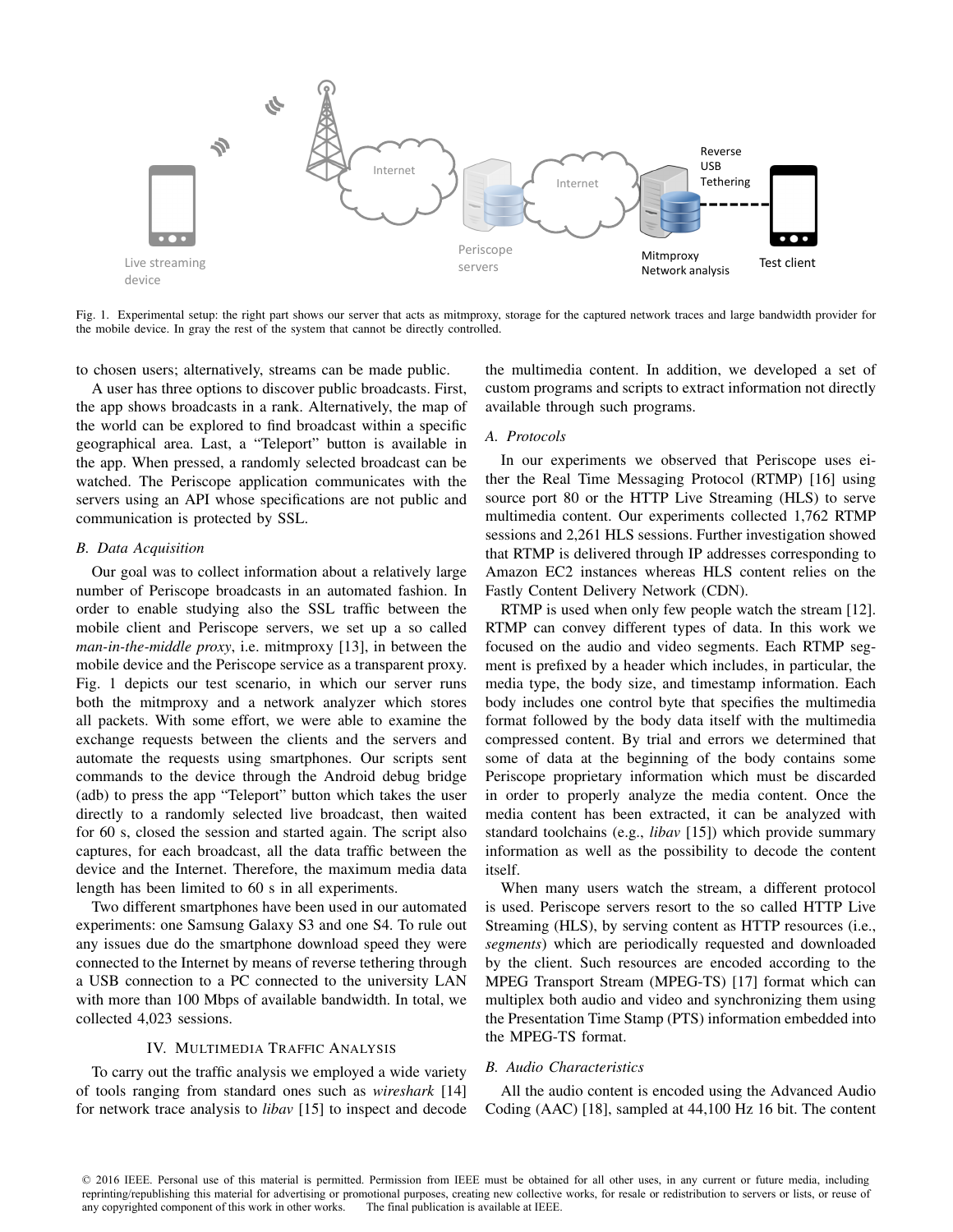Fig. 1. Experimental setup: the right part shows our server that acts as mitmproxy, storage for the captured network traces and large bandwidth provider for the mobile device. In gray the rest of the system that cannot be directly controlled.

to chosen users; alternatively, streams can be made public.

A user has three options to discover public broadcasts. First, the app shows broadcasts in a rank. Alternatively, the map of the world can be explored to find broadcast within a specific geographical area. Last, a "Teleport" button is available in the app. When pressed, a randomly selected broadcast can be watched. The Periscope application communicates with the servers using an API whose specifications are not public and communication is protected by SSL.

### B. Data Acquisition

Our goal was to collect information about a relatively large number of Periscope broadcasts in an automated fashion. In order to enable studying also the SSL traffic between the mobile client and Periscope servers, we set up a so called *man-in-the-middle proxy*, i.e. mitmproxy [13], in between the mobile device and the Periscope service as a transparent proxy. Fig. 1 depicts our test scenario, in which our server runs both the mitmproxy and a network analyzer which stores all packets. With some effort, we were able to examine the exchange requests between the clients and the servers and automate the requests using smartphones. Our scripts sent commands to the device through the Android debug bridge (adb) to press the app "Teleport" button which takes the user directly to a randomly selected live broadcast, then waited for 60 s, closed the session and started again. The script also captures, for each broadcast, all the data traffic between the device and the Internet. Therefore, the maximum media data length has been limited to 60 s in all experiments.

Two different smartphones have been used in our automated experiments: one Samsung Galaxy S3 and one S4. To rule out any issues due do the smartphone download speed they were connected to the Internet by means of reverse tethering through a USB connection to a PC connected to the university LAN with more than 100 Mbps of available bandwidth. In total, we collected 4,023 sessions.

## IV. Multimedia Traffic Analysis

To carry out the traffic analysis we employed a wide variety of tools ranging from standard ones such as *wireshark* [14] for network trace analysis to *libav* [15] to inspect and decode the multimedia content. In addition, we developed a set of custom programs and scripts to extract information not directly available through such programs.

### A. Protocols

In our experiments we observed that Periscope uses either the Real Time Messaging Protocol (RTMP) [16] using source port 80 or the HTTP Live Streaming (HLS) to serve multimedia content. Our experiments collected 1,762 RTMP sessions and 2,261 HLS sessions. Further investigation showed that RTMP is delivered through IP addresses corresponding to Amazon EC2 instances whereas HLS content relies on the Fastly Content Delivery Network (CDN).

RTMP is used when only few people watch the stream [12]. RTMP can convey different types of data. In this work we focused on the audio and video segments. Each RTMP segment is prefixed by a header which includes, in particular, the media type, the body size, and timestamp information. Each body includes one control byte that specifies the multimedia format followed by the body data itself with the multimedia compressed content. By trial and errors we determined that some of data at the beginning of the body contains some Periscope proprietary information which must be discarded in order to properly analyze the media content. Once the media content has been extracted, it can be analyzed with standard toolchains (e.g., *libav* [15]) which provide summary information as well as the possibility to decode the content itself.

When many users watch the stream, a different protocol is used. Periscope servers resort to the so called HTTP Live Streaming (HLS), by serving content as HTTP resources (i.e., *segments*) which are periodically requested and downloaded by the client. Such resources are encoded according to the MPEG Transport Stream (MPEG-TS) [17] format which can multiplex both audio and video and synchronizing them using the Presentation Time Stamp (PTS) information embedded into the MPEG-TS format.

### B. Audio Characteristics

All the audio content is encoded using the Advanced Audio Coding (AAC) [18], sampled at 44,100 Hz 16 bit. The content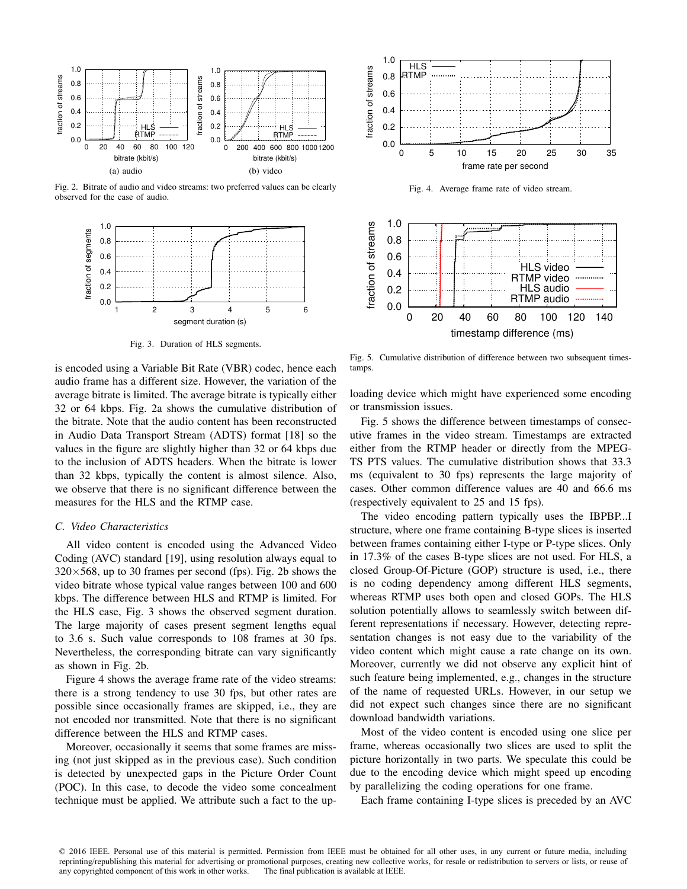Fig. 2. Bitrate of audio and video streams: two preferred values can be clearly observed for the case of audio.

Fig. 3. Duration of HLS segments.

is encoded using a Variable Bit Rate (VBR) codec, hence each audio frame has a different size. However, the variation of the average bitrate is limited. The average bitrate is typically either 32 or 64 kbps. Fig. 2a shows the cumulative distribution of the bitrate. Note that the audio content has been reconstructed in Audio Data Transport Stream (ADTS) format [18] so the values in the figure are slightly higher than 32 or 64 kbps due to the inclusion of ADTS headers. When the bitrate is lower than 32 kbps, typically the content is almost silence. Also, we observe that there is no significant difference between the measures for the HLS and the RTMP case.

### C. Video Characteristics

All video content is encoded using the Advanced Video Coding (AVC) standard [19], using resolution always equal to $320\times568$, up to 30 frames per second (fps). Fig. 2b shows the video bitrate whose typical value ranges between 100 and 600 kbps. The difference between HLS and RTMP is limited. For the HLS case, Fig. 3 shows the observed segment duration. The large majority of cases present segment lengths equal to 3.6 s. Such value corresponds to 108 frames at 30 fps. Nevertheless, the corresponding bitrate can vary significantly as shown in Fig. 2b.

Figure 4 shows the average frame rate of the video streams: there is a strong tendency to use 30 fps, but other rates are possible since occasionally frames are skipped, i.e., they are not encoded nor transmitted. Note that there is no significant difference between the HLS and RTMP cases.

Moreover, occasionally it seems that some frames are missing (not just skipped as in the previous case). Such condition is detected by unexpected gaps in the Picture Order Count (POC). In this case, to decode the video some concealment technique must be applied. We attribute such a fact to the uploading device which might have experienced some encoding or transmission issues.

Fig. 4. Average frame rate of video stream.

Fig. 5. Cumulative distribution of difference between two subsequent timestamps.

Fig. 5 shows the difference between timestamps of consecutive frames in the video stream. Timestamps are extracted either from the RTMP header or directly from the MPEG-TS PTS values. The cumulative distribution shows that 33.3 ms (equivalent to 30 fps) represents the large majority of cases. Other common difference values are 40 and 66.6 ms (respectively equivalent to 25 and 15 fps).

The video encoding pattern typically uses the IBPBP...I structure, where one frame containing B-type slices is inserted between frames containing either I-type or P-type slices. Only in 17.3% of the cases B-type slices are not used. For HLS, a closed Group-Of-Picture (GOP) structure is used, i.e., there is no coding dependency among different HLS segments, whereas RTMP uses both open and closed GOPs. The HLS solution potentially allows to seamlessly switch between different representations if necessary. However, detecting representation changes is not easy due to the variability of the video content which might cause a rate change on its own. Moreover, currently we did not observe any explicit hint of such feature being implemented, e.g., changes in the structure of the name of requested URLs. However, in our setup we did not expect such changes since there are no significant download bandwidth variations.

Most of the video content is encoded using one slice per frame, whereas occasionally two slices are used to split the picture horizontally in two parts. We speculate this could be due to the encoding device which might speed up encoding by parallelizing the coding operations for one frame.

Each frame containing I-type slices is preceded by an AVC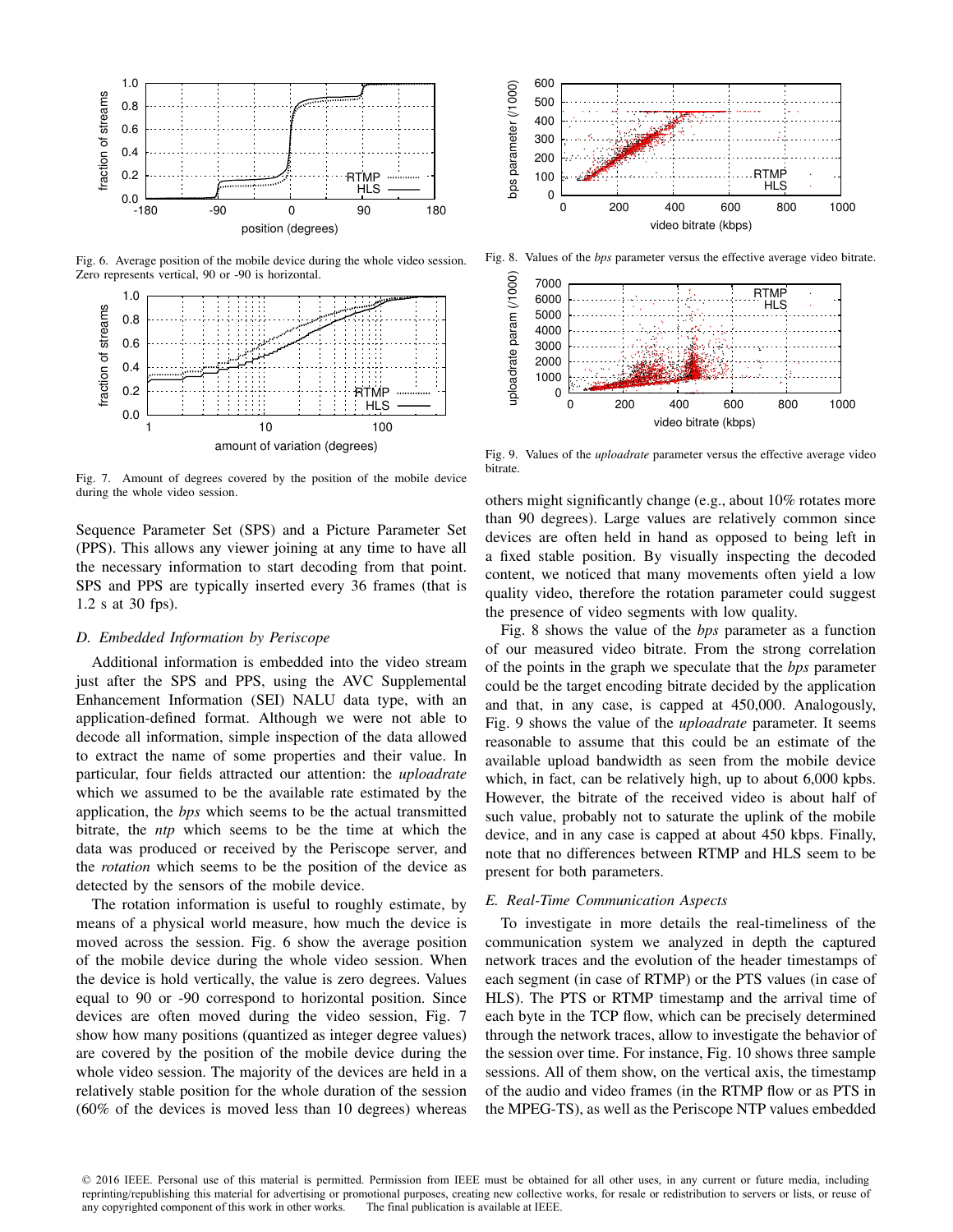Fig. 6. Average position of the mobile device during the whole video session. Zero represents vertical, 90 or -90 is horizontal.

Fig. 7. Amount of degrees covered by the position of the mobile device during the whole video session.

Fig. 8. Values of the *bps* parameter versus the effective average video bitrate.

Fig. 9. Values of the *uploadrate* parameter versus the effective average video bitrate.

Sequence Parameter Set (SPS) and a Picture Parameter Set (PPS). This allows any viewer joining at any time to have all the necessary information to start decoding from that point. SPS and PPS are typically inserted every 36 frames (that is 1.2 s at 30 fps).

### D. Embedded Information by Periscope

Additional information is embedded into the video stream just after the SPS and PPS, using the AVC Supplemental Enhancement Information (SEI) NALU data type, with an application-defined format. Although we were not able to decode all information, simple inspection of the data allowed to extract the name of some properties and their value. In particular, four fields attracted our attention: the *uploadrate* which we assumed to be the available rate estimated by the application, the *bps* which seems to be the actual transmitted bitrate, the *ntp* which seems to be the time at which the data was produced or received by the Periscope server, and the *rotation* which seems to be the position of the device as detected by the sensors of the mobile device.

The rotation information is useful to roughly estimate, by means of a physical world measure, how much the device is moved across the session. Fig. 6 show the average position of the mobile device during the whole video session. When the device is hold vertically, the value is zero degrees. Values equal to 90 or -90 correspond to horizontal position. Since devices are often moved during the video session, Fig. 7 show how many positions (quantized as integer degree values) are covered by the position of the mobile device during the whole video session. The majority of the devices are held in a relatively stable position for the whole duration of the session (60% of the devices is moved less than 10 degrees) whereas others might significantly change (e.g., about 10% rotates more than 90 degrees). Large values are relatively common since devices are often held in hand as opposed to being left in a fixed stable position. By visually inspecting the decoded content, we noticed that many movements often yield a low quality video, therefore the rotation parameter could suggest the presence of video segments with low quality.

Fig. 8 shows the value of the *bps* parameter as a function of our measured video bitrate. From the strong correlation of the points in the graph we speculate that the *bps* parameter could be the target encoding bitrate decided by the application and that, in any case, is capped at 450,000. Analogously, Fig. 9 shows the value of the *uploadrate* parameter. It seems reasonable to assume that this could be an estimate of the available upload bandwidth as seen from the mobile device which, in fact, can be relatively high, up to about 6,000 kpbs. However, the bitrate of the received video is about half of such value, probably not to saturate the uplink of the mobile device, and in any case is capped at about 450 kbps. Finally, note that no differences between RTMP and HLS seem to be present for both parameters.

### E. Real-Time Communication Aspects

To investigate in more details the real-timeliness of the communication system we analyzed in depth the captured network traces and the evolution of the header timestamps of each segment (in case of RTMP) or the PTS values (in case of HLS). The PTS or RTMP timestamp and the arrival time of each byte in the TCP flow, which can be precisely determined through the network traces, allow to investigate the behavior of the session over time. For instance, Fig. 10 shows three sample sessions. All of them show, on the vertical axis, the timestamp of the audio and video frames (in the RTMP flow or as PTS in the MPEG-TS), as well as the Periscope NTP values embedded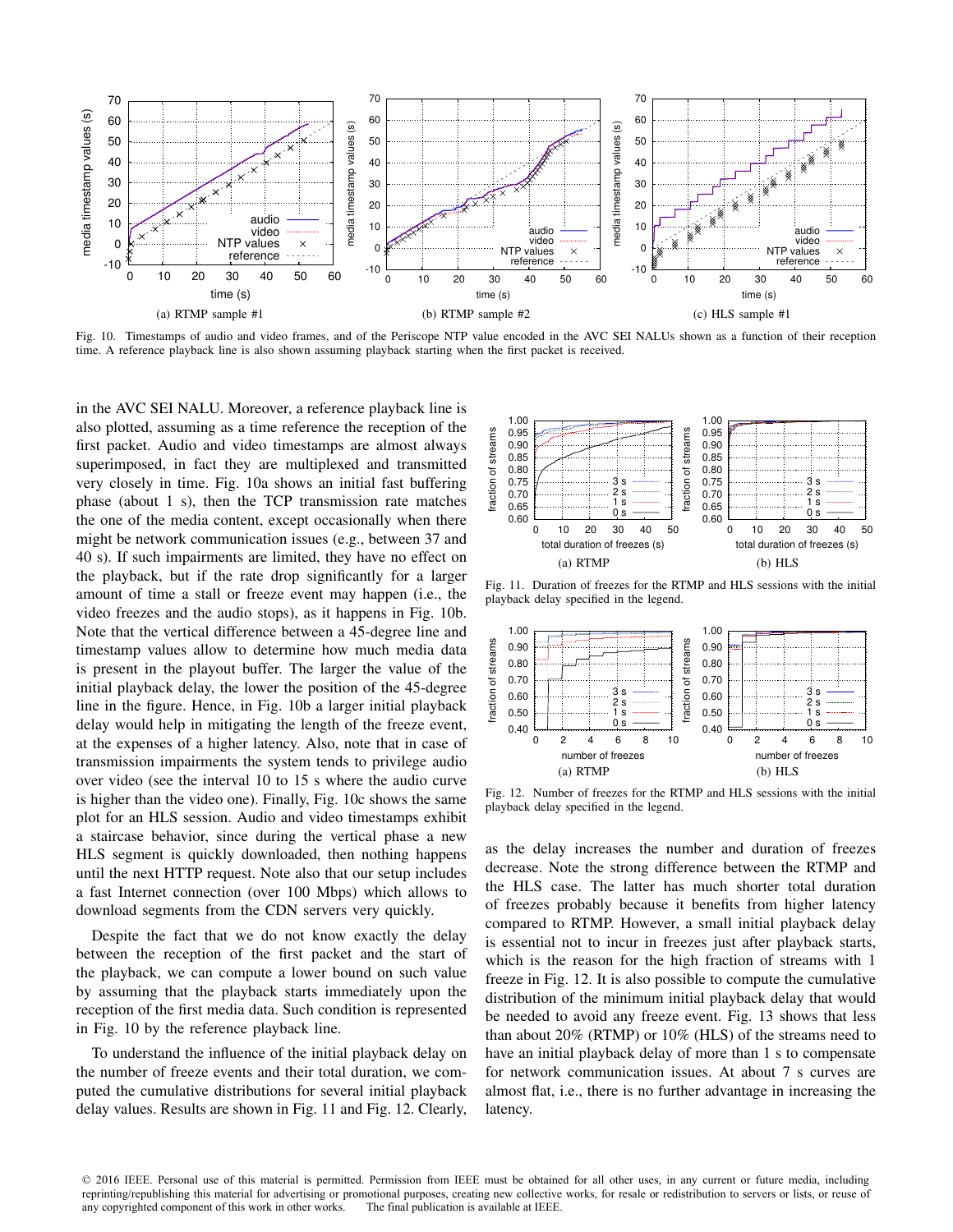Fig. 10. Timestamps of audio and video frames, and of the Periscope NTP value encoded in the AVC SEI NALUs shown as a function of their reception time. A reference playback line is also shown assuming playback starting when the first packet is received.

in the AVC SEI NALU. Moreover, a reference playback line is also plotted, assuming as a time reference the reception of the first packet. Audio and video timestamps are almost always superimposed, in fact they are multiplexed and transmitted very closely in time. Fig. 10a shows an initial fast buffering phase (about 1 s), then the TCP transmission rate matches the one of the media content, except occasionally when there might be network communication issues (e.g., between 37 and 40 s). If such impairments are limited, they have no effect on the playback, but if the rate drop significantly for a larger amount of time a stall or freeze event may happen (i.e., the video freezes and the audio stops), as it happens in Fig. 10b. Note that the vertical difference between a 45-degree line and timestamp values allow to determine how much media data is present in the playout buffer. The larger the value of the initial playback delay, the lower the position of the 45-degree line in the figure. Hence, in Fig. 10b a larger initial playback delay would help in mitigating the length of the freeze event, at the expenses of a higher latency. Also, note that in case of transmission impairments the system tends to privilege audio over video (see the interval 10 to 15 s where the audio curve is higher than the video one). Finally, Fig. 10c shows the same plot for an HLS session. Audio and video timestamps exhibit a staircase behavior, since during the vertical phase a new HLS segment is quickly downloaded, then nothing happens until the next HTTP request. Note also that our setup includes a fast Internet connection (over 100 Mbps) which allows to download segments from the CDN servers very quickly.

Despite the fact that we do not know exactly the delay between the reception of the first packet and the start of the playback, we can compute a lower bound on such value by assuming that the playback starts immediately upon the reception of the first media data. Such condition is represented in Fig. 10 by the reference playback line.

To understand the influence of the initial playback delay on the number of freeze events and their total duration, we computed the cumulative distributions for several initial playback delay values. Results are shown in Fig. 11 and Fig. 12. Clearly, as the delay increases the number and duration of freezes decrease. Note the strong difference between the RTMP and the HLS case. The latter has much shorter total duration of freezes probably because it benefits from higher latency compared to RTMP. However, a small initial playback delay is essential not to incur in freezes just after playback starts, which is the reason for the high fraction of streams with 1 freeze in Fig. 12. It is also possible to compute the cumulative distribution of the minimum initial playback delay that would be needed to avoid any freeze event. Fig. 13 shows that less than about 20% (RTMP) or 10% (HLS) of the streams need to have an initial playback delay of more than 1 s to compensate for network communication issues. At about 7 s curves are almost flat, i.e., there is no further advantage in increasing the latency.

Fig. 11. Duration of freezes for the RTMP and HLS sessions with the initial playback delay specified in the legend.

Fig. 12. Number of freezes for the RTMP and HLS sessions with the initial playback delay specified in the legend.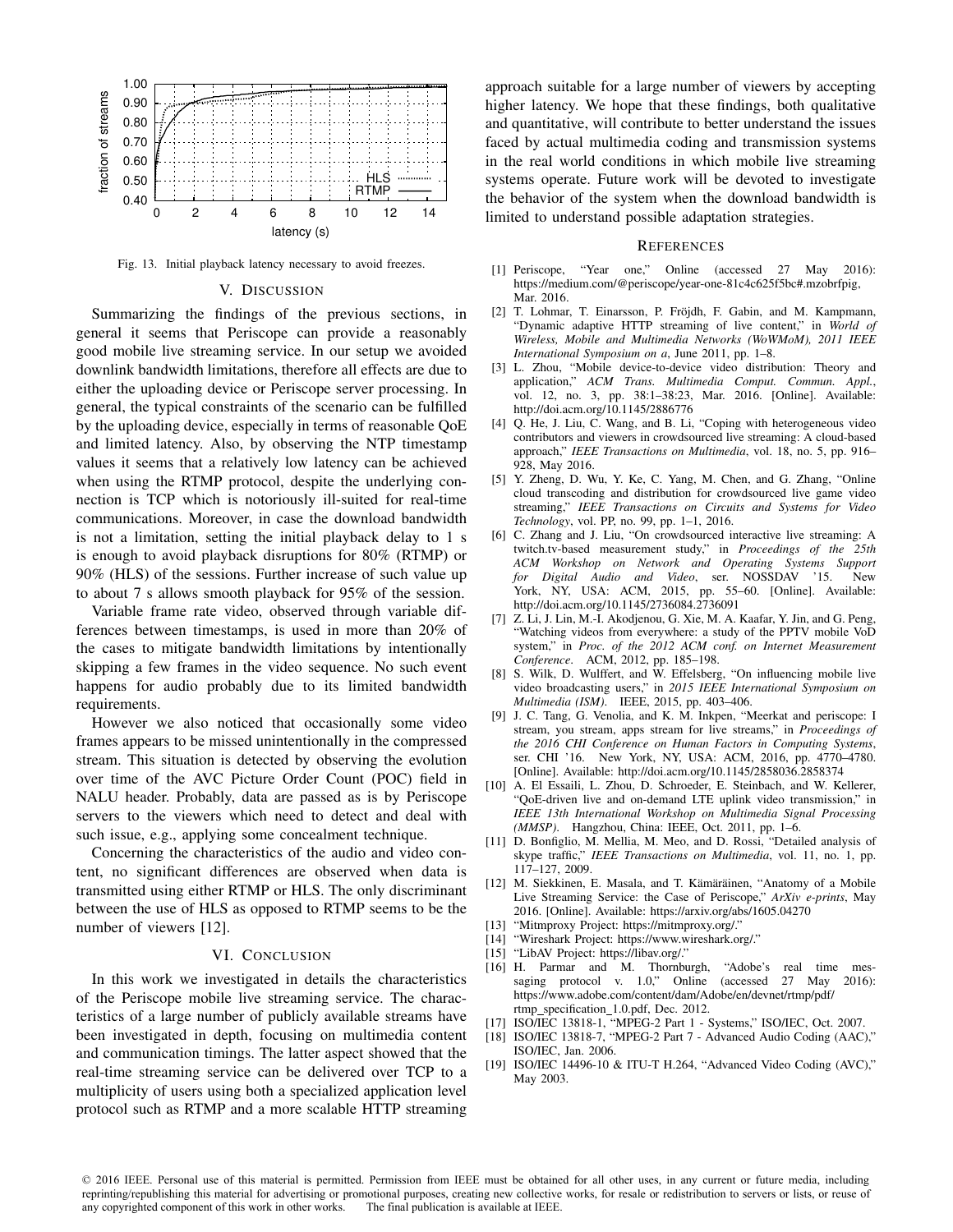1.00
0.90
0.80
0.70
0.60
0.50
0.40

fraction of streams

0 2 4 6 8 10 12 14

latency (s)

HLS
RTMP

Fig. 13. Initial playback latency necessary to avoid freezes.

## V. Discussion

Summarizing the findings of the previous sections, in general it seems that Periscope can provide a reasonably good mobile live streaming service. In our setup we avoided downlink bandwidth limitations, therefore all effects are due to either the uploading device or Periscope server processing. In general, the typical constraints of the scenario can be fulfilled by the uploading device, especially in terms of reasonable QoE and limited latency. Also, by observing the NTP timestamp values it seems that a relatively low latency can be achieved when using the RTMP protocol, despite the underlying connection is TCP which is notoriously ill-suited for real-time communications. Moreover, in case the download bandwidth is not a limitation, setting the initial playback delay to 1 s is enough to avoid playback disruptions for 80% (RTMP) or 90% (HLS) of the sessions. Further increase of such value up to about 7 s allows smooth playback for 95% of the session.

Variable frame rate video, observed through variable differences between timestamps, is used in more than 20% of the cases to mitigate bandwidth limitations by intentionally skipping a few frames in the video sequence. No such event happens for audio probably due to its limited bandwidth requirements.

However we also noticed that occasionally some video frames appears to be missed unintentionally in the compressed stream. This situation is detected by observing the evolution over time of the AVC Picture Order Count (POC) field in NALU header. Probably, data are passed as is by Periscope servers to the viewers which need to detect and deal with such issue, e.g., applying some concealment technique.

Concerning the characteristics of the audio and video content, no significant differences are observed when data is transmitted using either RTMP or HLS. The only discriminant between the use of HLS as opposed to RTMP seems to be the number of viewers [12].

## VI. Conclusion

In this work we investigated in details the characteristics of the Periscope mobile live streaming service. The characteristics of a large number of publicly available streams have been investigated in depth, focusing on multimedia content and communication timings. The latter aspect showed that the real-time streaming service can be delivered over TCP to a multiplicity of users using both a specialized application level protocol such as RTMP and a more scalable HTTP streaming approach suitable for a large number of viewers by accepting higher latency. We hope that these findings, both qualitative and quantitative, will contribute to better understand the issues faced by actual multimedia coding and transmission systems in the real world conditions in which mobile live streaming systems operate. Future work will be devoted to investigate the behavior of the system when the download bandwidth is limited to understand possible adaptation strategies.

## References

[1] Periscope, "Year one," Online (accessed 27 May 2016): https://medium.com/@periscope/year-one-81c4c625f5bc#.mzobrfpig, Mar. 2016.

[2] T. Lohmar, T. Einarsson, P. Fröjdh, F. Gabin, and M. Kampmann, "Dynamic adaptive HTTP streaming of live content," in *World of Wireless, Mobile and Multimedia Networks (WoWMoM), 2011 IEEE International Symposium on a*, June 2011, pp. 1–8.

[3] L. Zhou, "Mobile device-to-device video distribution: Theory and application," *ACM Trans. Multimedia Comput. Commun. Appl.*, vol. 12, no. 3, pp. 38:1–38:23, Mar. 2016. [Online]. Available: http://doi.acm.org/10.1145/2886776

[4] Q. He, J. Liu, C. Wang, and B. Li, "Coping with heterogeneous video contributors and viewers in crowdsourced live streaming: A cloud-based approach," *IEEE Transactions on Multimedia*, vol. 18, no. 5, pp. 916–928, May 2016.

[5] Y. Zheng, D. Wu, Y. Ke, C. Yang, M. Chen, and G. Zhang, "Online cloud transcoding and distribution for crowdsourced live game video streaming," *IEEE Transactions on Circuits and Systems for Video Technology*, vol. PP, no. 99, pp. 1–1, 2016.

[6] C. Zhang and J. Liu, "On crowdsourced interactive live streaming: A twitch.tv-based measurement study," in *Proceedings of the 25th ACM Workshop on Network and Operating Systems Support for Digital Audio and Video*, ser. NOSSDAV '15. New York, NY, USA: ACM, 2015, pp. 55–60. [Online]. Available: http://doi.acm.org/10.1145/2736084.2736091

[7] Z. Li, J. Lin, M.-I. Akodjenou, G. Xie, M. A. Kaafar, Y. Jin, and G. Peng, "Watching videos from everywhere: a study of the PPTV mobile VoD system," in *Proc. of the 2012 ACM conf. on Internet Measurement Conference*. ACM, 2012, pp. 185–198.

[8] S. Wilk, D. Wulffert, and W. Effelsberg, "On influencing mobile live video broadcasting users," in *2015 IEEE International Symposium on Multimedia (ISM)*. IEEE, 2015, pp. 403–406.

[9] J. C. Tang, G. Venolia, and K. M. Inkpen, "Meerkat and periscope: I stream, you stream, apps stream for live streams," in *Proceedings of the 2016 CHI Conference on Human Factors in Computing Systems*, ser. CHI '16. New York, NY, USA: ACM, 2016, pp. 4770–4780. [Online]. Available: http://doi.acm.org/10.1145/2858036.2858374

[10] A. El Essaili, L. Zhou, D. Schroeder, E. Steinbach, and W. Kellerer, "QoE-driven live and on-demand LTE uplink video transmission," in *IEEE 13th International Workshop on Multimedia Signal Processing (MMSP)*. Hangzhou, China: IEEE, Oct. 2011, pp. 1–6.

[11] D. Bonfiglio, M. Mellia, M. Meo, and D. Rossi, "Detailed analysis of skype traffic," *IEEE Transactions on Multimedia*, vol. 11, no. 1, pp. 117–127, 2009.

[12] M. Siekkinen, E. Masala, and T. Kämäräinen, "Anatomy of a Mobile Live Streaming Service: the Case of Periscope," *ArXiv e-prints*, May 2016. [Online]. Available: https://arxiv.org/abs/1605.04270

[13] "Mitmproxy Project: https://mitmproxy.org/."

[14] "Wireshark Project: https://www.wireshark.org/."

[15] "LibAV Project: https://libav.org/."

[16] H. Parmar and M. Thornburgh, "Adobe's real time messaging protocol v. 1.0," Online (accessed 27 May 2016): https://www.adobe.com/content/dam/Adobe/en/devnet/rtmp/pdf/rtmp_specification_1.0.pdf, Dec. 2012.

[17] ISO/IEC 13818-1, "MPEG-2 Part 1 - Systems," ISO/IEC, Oct. 2007.

[18] ISO/IEC 13818-7, "MPEG-2 Part 7 - Advanced Audio Coding (AAC)," ISO/IEC, Jan. 2006.

[19] ISO/IEC 14496-10 & ITU-T H.264, "Advanced Video Coding (AVC)," May 2003.

© 2016 IEEE. Personal use of this material is permitted. Permission from IEEE must be obtained for all other uses, in any current or future media, including reprinting/republishing this material for advertising or promotional purposes, creating new collective works, for resale or redistribution to servers or lists, or reuse of any copyrighted component of this work in other works. The final publication is available at IEEE.